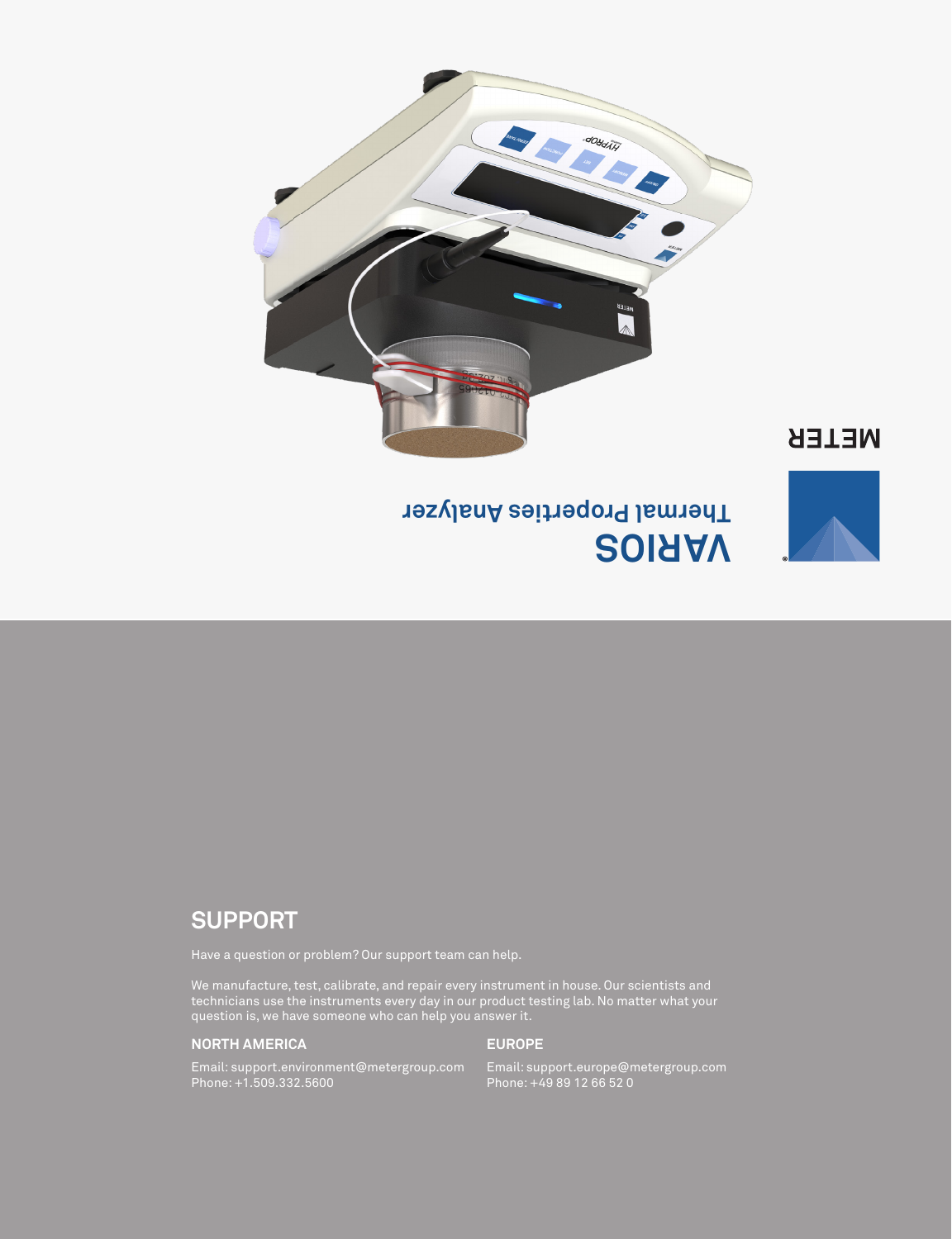METER

# VARIOS

Thermal Properties Analyzer

## SUPPORT

Have a question or problem? Our support team can help.

We manufacture, test, calibrate, and repair every instrument in house. Our scientists and technicians use the instruments every day in our product testing lab. No matter what your question is, we have someone who can help you answer it.

### NORTH AMERICA

Email: support.environment@metergroup.com
Phone: +1.509.332.5600

### EUROPE

Email: support.europe@metergroup.com
Phone: +49 89 12 66 52 0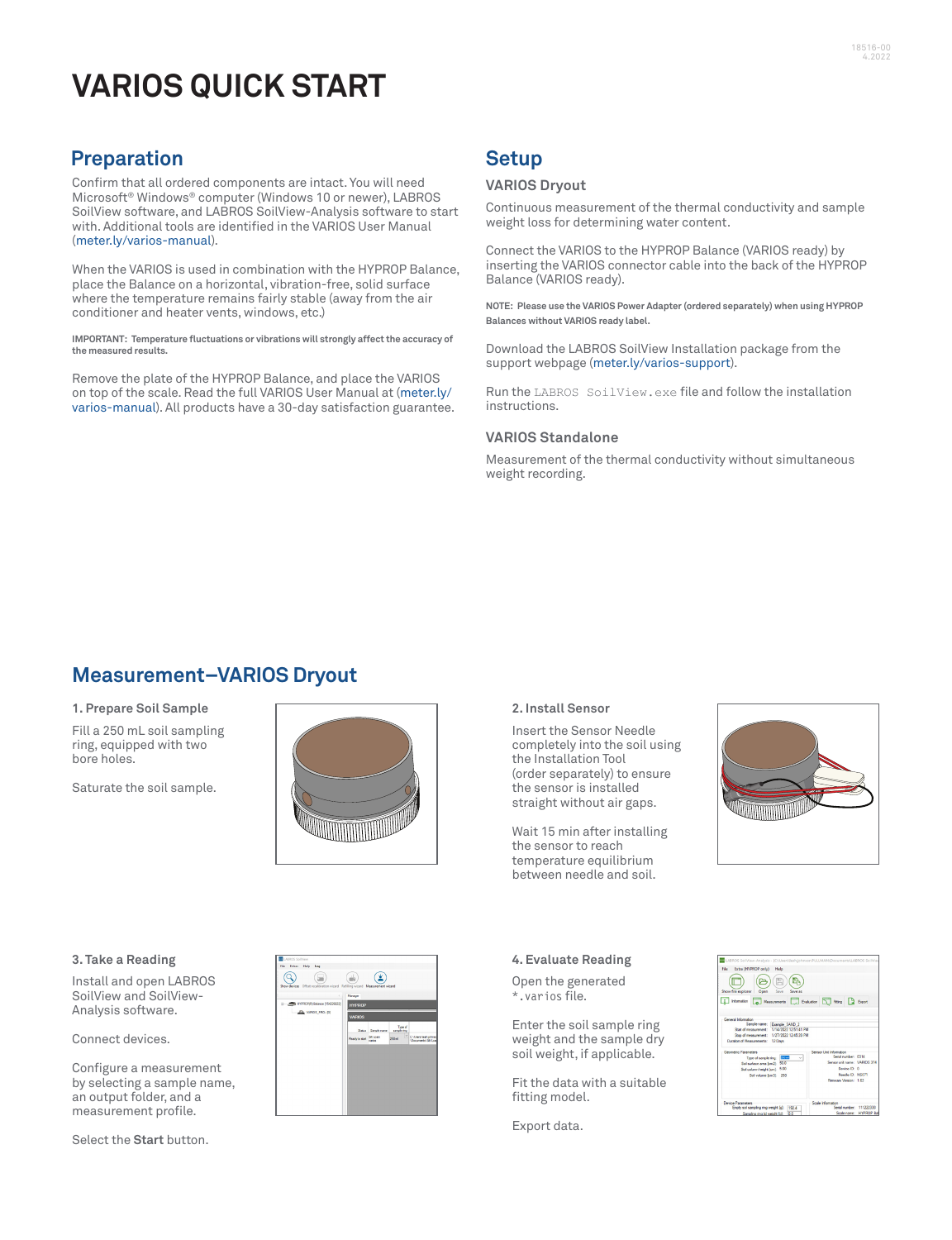# VARIOS QUICK START

## Preparation

Confirm that all ordered components are intact. You will need Microsoft® Windows® computer (Windows 10 or newer), LABROS SoilView software, and LABROS SoilView-Analysis software to start with. Additional tools are identified in the VARIOS User Manual (meter.ly/varios-manual).

When the VARIOS is used in combination with the HYPROP Balance, place the Balance on a horizontal, vibration-free, solid surface where the temperature remains fairly stable (away from the air conditioner and heater vents, windows, etc.)

**IMPORTANT: Temperature fluctuations or vibrations will strongly affect the accuracy of the measured results.**

Remove the plate of the HYPROP Balance, and place the VARIOS on top of the scale. Read the full VARIOS User Manual at (meter.ly/varios-manual). All products have a 30-day satisfaction guarantee.

## Setup

### VARIOS Dryout

Continuous measurement of the thermal conductivity and sample weight loss for determining water content.

Connect the VARIOS to the HYPROP Balance (VARIOS ready) by inserting the VARIOS connector cable into the back of the HYPROP Balance (VARIOS ready).

**NOTE: Please use the VARIOS Power Adapter (ordered separately) when using HYPROP Balances without VARIOS ready label.**

Download the LABROS SoilView Installation package from the support webpage (meter.ly/varios-support).

Run the `LABROS SoilView.exe` file and follow the installation instructions.

### VARIOS Standalone

Measurement of the thermal conductivity without simultaneous weight recording.

## Measurement—VARIOS Dryout

### 1. Prepare Soil Sample

Fill a 250 mL soil sampling ring, equipped with two bore holes.

Saturate the soil sample.

### 2. Install Sensor

Insert the Sensor Needle completely into the soil using the Installation Tool (order separately) to ensure the sensor is installed straight without air gaps.

Wait 15 min after installing the sensor to reach temperature equilibrium between needle and soil.

### 3. Take a Reading

Install and open LABROS SoilView and SoilView-Analysis software.

Connect devices.

Configure a measurement by selecting a sample name, an output folder, and a measurement profile.

Select the **Start** button.

### 4. Evaluate Reading

Open the generated `*.varios` file.

Enter the soil sample ring weight and the sample dry soil weight, if applicable.

Fit the data with a suitable fitting model.

Export data.